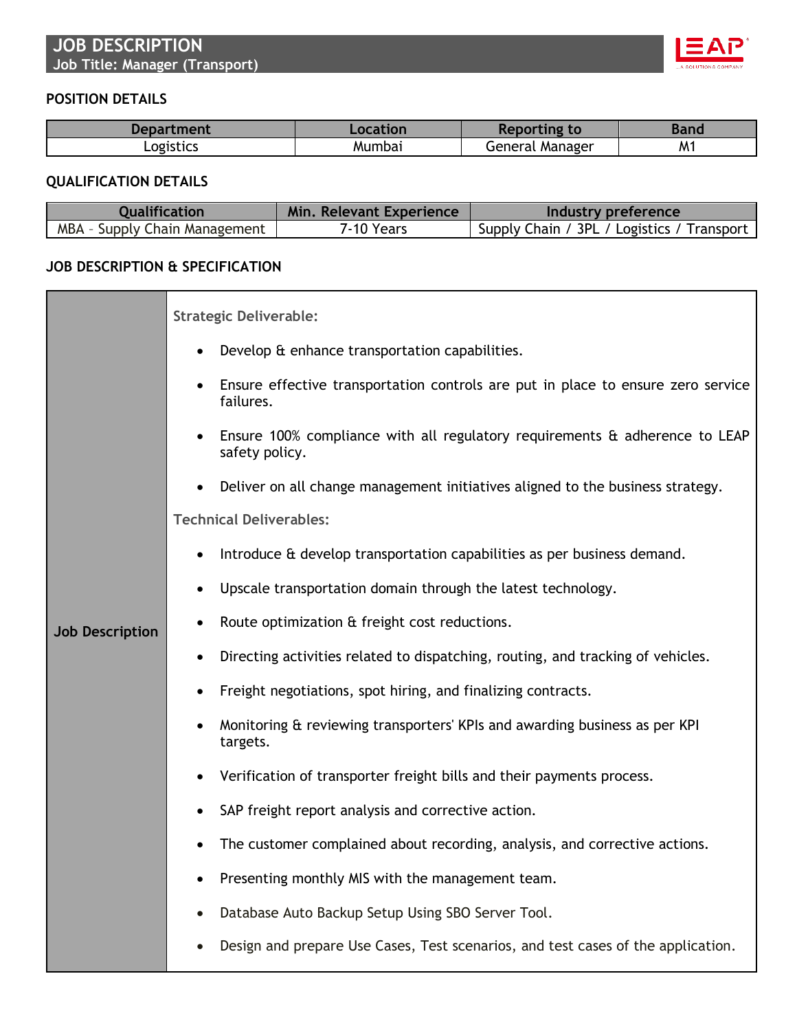# JOB DESCRIPTION

**Job Title: Manager (Transport)**

## POSITION DETAILS

| Department | Location | Reporting to | Band |
|---|---|---|---|
| Logistics | Mumbai | General Manager | M1 |

## QUALIFICATION DETAILS

| Qualification | Min. Relevant Experience | Industry preference |
|---|---|---|
| MBA – Supply Chain Management | 7-10 Years | Supply Chain / 3PL / Logistics / Transport |

## JOB DESCRIPTION & SPECIFICATION

**Job Description**

**Strategic Deliverable:**

- Develop & enhance transportation capabilities.
- Ensure effective transportation controls are put in place to ensure zero service failures.
- Ensure 100% compliance with all regulatory requirements & adherence to LEAP safety policy.
- Deliver on all change management initiatives aligned to the business strategy.

**Technical Deliverables:**

- Introduce & develop transportation capabilities as per business demand.
- Upscale transportation domain through the latest technology.
- Route optimization & freight cost reductions.
- Directing activities related to dispatching, routing, and tracking of vehicles.
- Freight negotiations, spot hiring, and finalizing contracts.
- Monitoring & reviewing transporters' KPIs and awarding business as per KPI targets.
- Verification of transporter freight bills and their payments process.
- SAP freight report analysis and corrective action.
- The customer complained about recording, analysis, and corrective actions.
- Presenting monthly MIS with the management team.
- Database Auto Backup Setup Using SBO Server Tool.
- Design and prepare Use Cases, Test scenarios, and test cases of the application.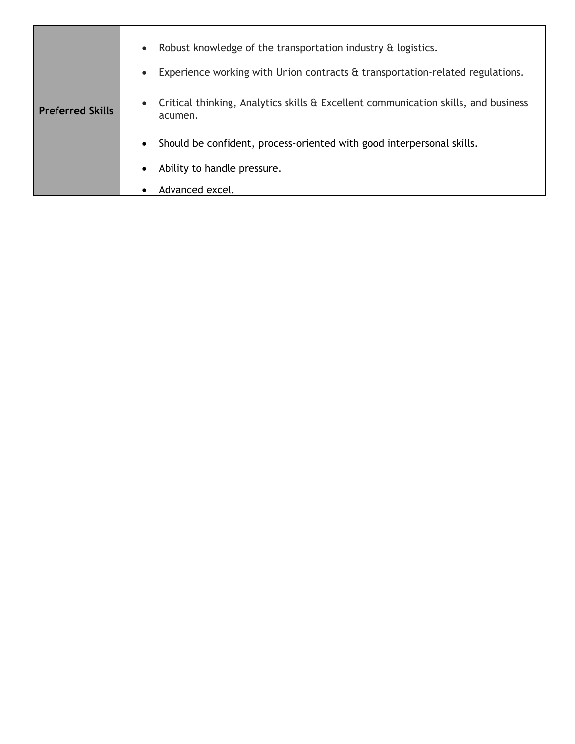| | |
|---|---|
| **Preferred Skills** | • Robust knowledge of the transportation industry & logistics.<br>• Experience working with Union contracts & transportation-related regulations.<br>• Critical thinking, Analytics skills & Excellent communication skills, and business acumen.<br>• Should be confident, process-oriented with good interpersonal skills.<br>• Ability to handle pressure.<br>• Advanced excel. |